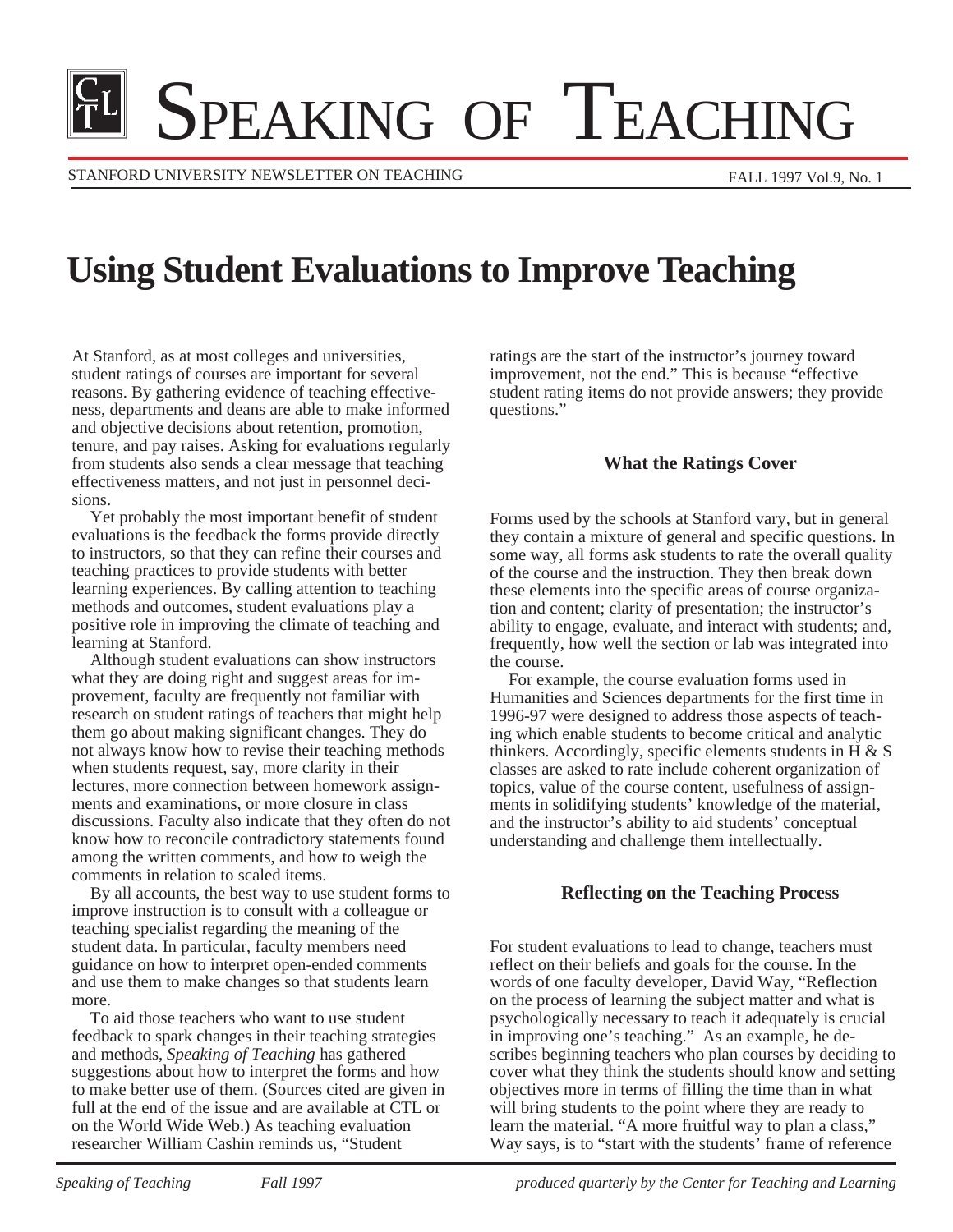# Speaking of Teaching

STANFORD UNIVERSITY NEWSLETTER ON TEACHING

FALL 1997 Vol.9, No. 1

# Using Student Evaluations to Improve Teaching

At Stanford, as at most colleges and universities, student ratings of courses are important for several reasons. By gathering evidence of teaching effectiveness, departments and deans are able to make informed and objective decisions about retention, promotion, tenure, and pay raises. Asking for evaluations regularly from students also sends a clear message that teaching effectiveness matters, and not just in personnel decisions.

Yet probably the most important benefit of student evaluations is the feedback the forms provide directly to instructors, so that they can refine their courses and teaching practices to provide students with better learning experiences. By calling attention to teaching methods and outcomes, student evaluations play a positive role in improving the climate of teaching and learning at Stanford.

Although student evaluations can show instructors what they are doing right and suggest areas for improvement, faculty are frequently not familiar with research on student ratings of teachers that might help them go about making significant changes. They do not always know how to revise their teaching methods when students request, say, more clarity in their lectures, more connection between homework assignments and examinations, or more closure in class discussions. Faculty also indicate that they often do not know how to reconcile contradictory statements found among the written comments, and how to weigh the comments in relation to scaled items.

By all accounts, the best way to use student forms to improve instruction is to consult with a colleague or teaching specialist regarding the meaning of the student data. In particular, faculty members need guidance on how to interpret open-ended comments and use them to make changes so that students learn more.

To aid those teachers who want to use student feedback to spark changes in their teaching strategies and methods, *Speaking of Teaching* has gathered suggestions about how to interpret the forms and how to make better use of them. (Sources cited are given in full at the end of the issue and are available at CTL or on the World Wide Web.) As teaching evaluation researcher William Cashin reminds us, "Student ratings are the start of the instructor's journey toward improvement, not the end." This is because "effective student rating items do not provide answers; they provide questions."

### What the Ratings Cover

Forms used by the schools at Stanford vary, but in general they contain a mixture of general and specific questions. In some way, all forms ask students to rate the overall quality of the course and the instruction. They then break down these elements into the specific areas of course organization and content; clarity of presentation; the instructor's ability to engage, evaluate, and interact with students; and, frequently, how well the section or lab was integrated into the course.

For example, the course evaluation forms used in Humanities and Sciences departments for the first time in 1996-97 were designed to address those aspects of teaching which enable students to become critical and analytic thinkers. Accordingly, specific elements students in H & S classes are asked to rate include coherent organization of topics, value of the course content, usefulness of assignments in solidifying students' knowledge of the material, and the instructor's ability to aid students' conceptual understanding and challenge them intellectually.

### Reflecting on the Teaching Process

For student evaluations to lead to change, teachers must reflect on their beliefs and goals for the course. In the words of one faculty developer, David Way, "Reflection on the process of learning the subject matter and what is psychologically necessary to teach it adequately is crucial in improving one's teaching." As an example, he describes beginning teachers who plan courses by deciding to cover what they think the students should know and setting objectives more in terms of filling the time than in what will bring students to the point where they are ready to learn the material. "A more fruitful way to plan a class," Way says, is to "start with the students' frame of reference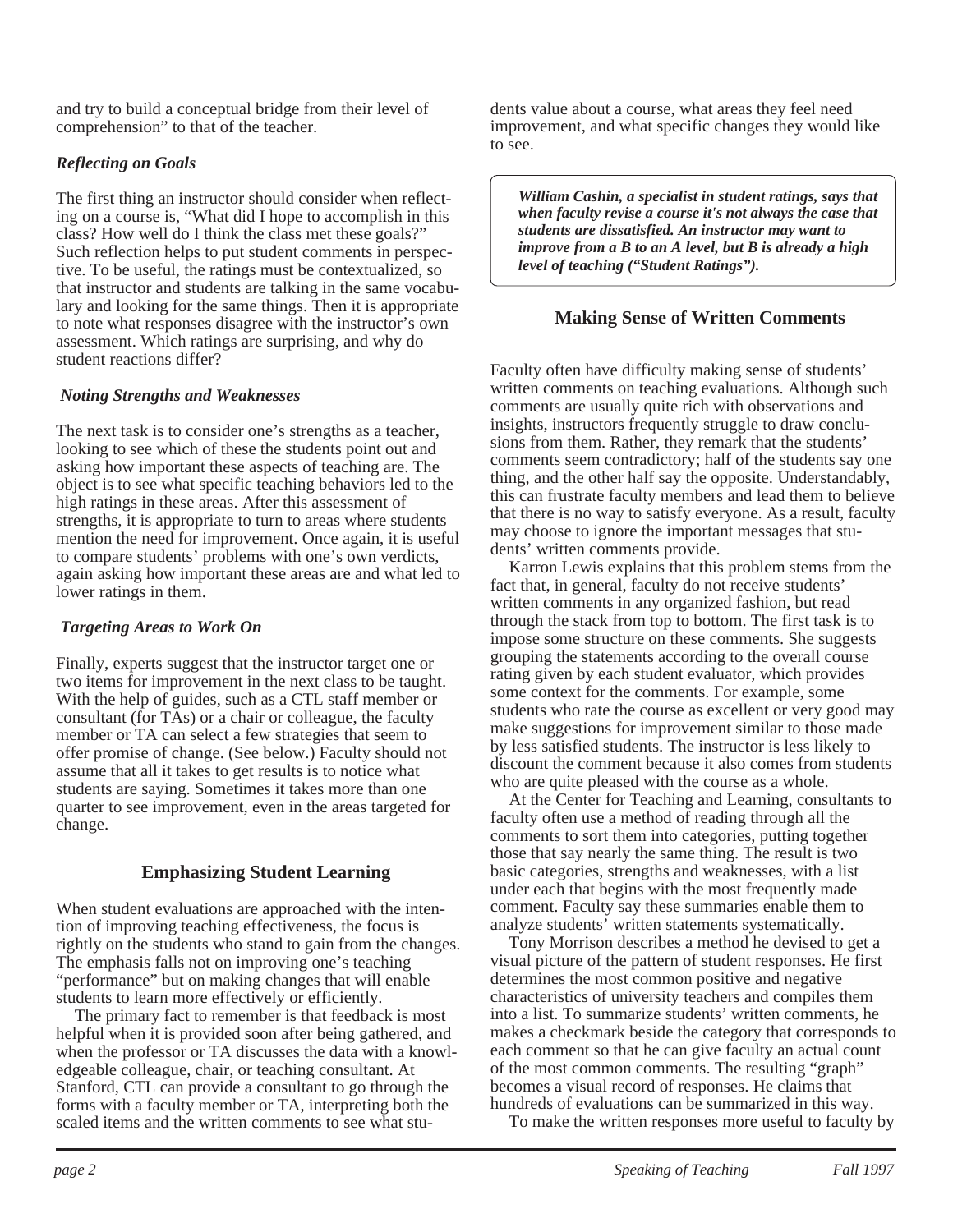and try to build a conceptual bridge from their level of comprehension" to that of the teacher.

### *Reflecting on Goals*

The first thing an instructor should consider when reflecting on a course is, "What did I hope to accomplish in this class? How well do I think the class met these goals?" Such reflection helps to put student comments in perspective. To be useful, the ratings must be contextualized, so that instructor and students are talking in the same vocabulary and looking for the same things. Then it is appropriate to note what responses disagree with the instructor's own assessment. Which ratings are surprising, and why do student reactions differ?

### *Noting Strengths and Weaknesses*

The next task is to consider one's strengths as a teacher, looking to see which of these the students point out and asking how important these aspects of teaching are. The object is to see what specific teaching behaviors led to the high ratings in these areas. After this assessment of strengths, it is appropriate to turn to areas where students mention the need for improvement. Once again, it is useful to compare students' problems with one's own verdicts, again asking how important these areas are and what led to lower ratings in them.

### *Targeting Areas to Work On*

Finally, experts suggest that the instructor target one or two items for improvement in the next class to be taught. With the help of guides, such as a CTL staff member or consultant (for TAs) or a chair or colleague, the faculty member or TA can select a few strategies that seem to offer promise of change. (See below.) Faculty should not assume that all it takes to get results is to notice what students are saying. Sometimes it takes more than one quarter to see improvement, even in the areas targeted for change.

## Emphasizing Student Learning

When student evaluations are approached with the intention of improving teaching effectiveness, the focus is rightly on the students who stand to gain from the changes. The emphasis falls not on improving one's teaching "performance" but on making changes that will enable students to learn more effectively or efficiently.

The primary fact to remember is that feedback is most helpful when it is provided soon after being gathered, and when the professor or TA discusses the data with a knowledgeable colleague, chair, or teaching consultant. At Stanford, CTL can provide a consultant to go through the forms with a faculty member or TA, interpreting both the scaled items and the written comments to see what students value about a course, what areas they feel need improvement, and what specific changes they would like to see.

> ***William Cashin, a specialist in student ratings, says that when faculty revise a course it's not always the case that students are dissatisfied. An instructor may want to improve from a B to an A level, but B is already a high level of teaching ("Student Ratings").***

## Making Sense of Written Comments

Faculty often have difficulty making sense of students' written comments on teaching evaluations. Although such comments are usually quite rich with observations and insights, instructors frequently struggle to draw conclusions from them. Rather, they remark that the students' comments seem contradictory; half of the students say one thing, and the other half say the opposite. Understandably, this can frustrate faculty members and lead them to believe that there is no way to satisfy everyone. As a result, faculty may choose to ignore the important messages that students' written comments provide.

Karron Lewis explains that this problem stems from the fact that, in general, faculty do not receive students' written comments in any organized fashion, but read through the stack from top to bottom. The first task is to impose some structure on these comments. She suggests grouping the statements according to the overall course rating given by each student evaluator, which provides some context for the comments. For example, some students who rate the course as excellent or very good may make suggestions for improvement similar to those made by less satisfied students. The instructor is less likely to discount the comment because it also comes from students who are quite pleased with the course as a whole.

At the Center for Teaching and Learning, consultants to faculty often use a method of reading through all the comments to sort them into categories, putting together those that say nearly the same thing. The result is two basic categories, strengths and weaknesses, with a list under each that begins with the most frequently made comment. Faculty say these summaries enable them to analyze students' written statements systematically.

Tony Morrison describes a method he devised to get a visual picture of the pattern of student responses. He first determines the most common positive and negative characteristics of university teachers and compiles them into a list. To summarize students' written comments, he makes a checkmark beside the category that corresponds to each comment so that he can give faculty an actual count of the most common comments. The resulting "graph" becomes a visual record of responses. He claims that hundreds of evaluations can be summarized in this way.

To make the written responses more useful to faculty by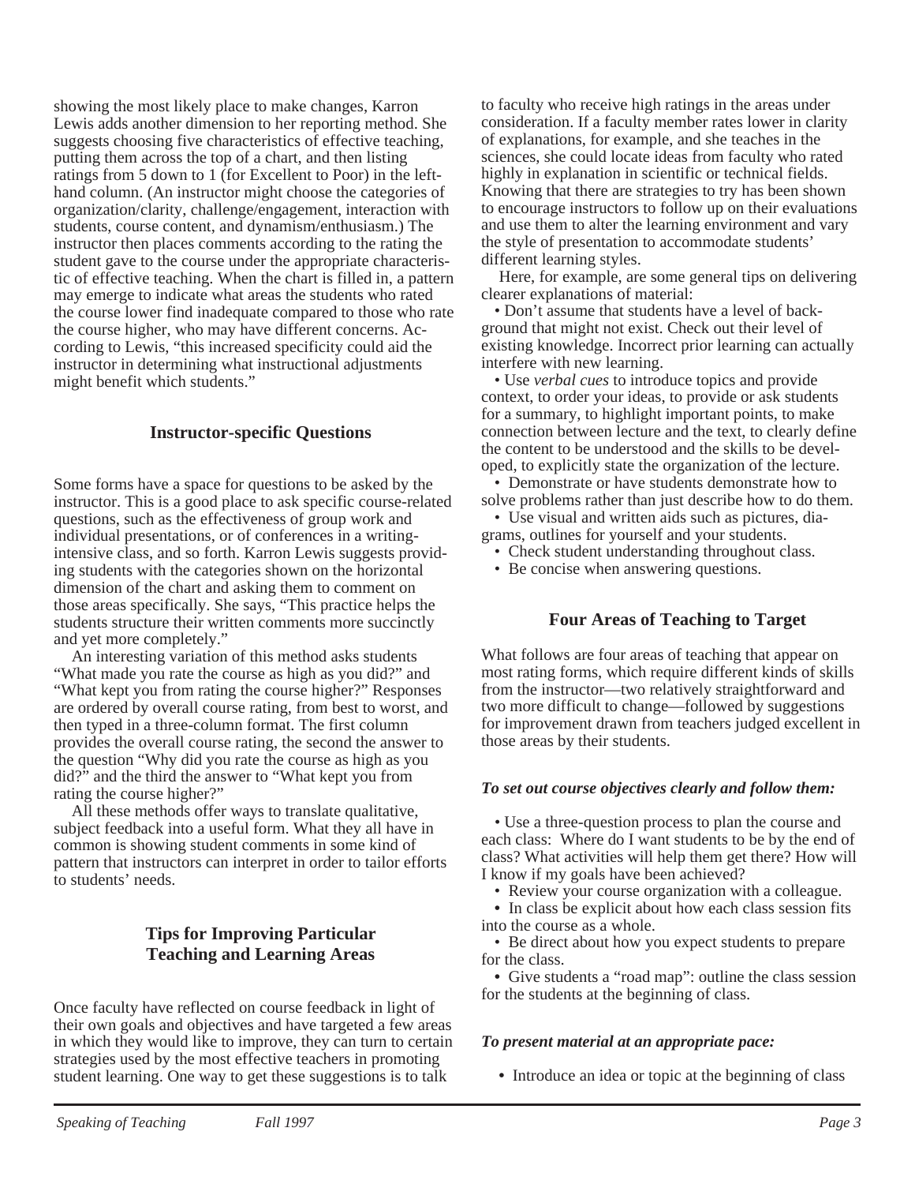showing the most likely place to make changes, Karron Lewis adds another dimension to her reporting method. She suggests choosing five characteristics of effective teaching, putting them across the top of a chart, and then listing ratings from 5 down to 1 (for Excellent to Poor) in the left-hand column. (An instructor might choose the categories of organization/clarity, challenge/engagement, interaction with students, course content, and dynamism/enthusiasm.) The instructor then places comments according to the rating the student gave to the course under the appropriate characteristic of effective teaching. When the chart is filled in, a pattern may emerge to indicate what areas the students who rated the course lower find inadequate compared to those who rate the course higher, who may have different concerns. According to Lewis, "this increased specificity could aid the instructor in determining what instructional adjustments might benefit which students."

### Instructor-specific Questions

Some forms have a space for questions to be asked by the instructor. This is a good place to ask specific course-related questions, such as the effectiveness of group work and individual presentations, or of conferences in a writing-intensive class, and so forth. Karron Lewis suggests providing students with the categories shown on the horizontal dimension of the chart and asking them to comment on those areas specifically. She says, "This practice helps the students structure their written comments more succinctly and yet more completely."

An interesting variation of this method asks students "What made you rate the course as high as you did?" and "What kept you from rating the course higher?" Responses are ordered by overall course rating, from best to worst, and then typed in a three-column format. The first column provides the overall course rating, the second the answer to the question "Why did you rate the course as high as you did?" and the third the answer to "What kept you from rating the course higher?"

All these methods offer ways to translate qualitative, subject feedback into a useful form. What they all have in common is showing student comments in some kind of pattern that instructors can interpret in order to tailor efforts to students' needs.

### Tips for Improving Particular Teaching and Learning Areas

Once faculty have reflected on course feedback in light of their own goals and objectives and have targeted a few areas in which they would like to improve, they can turn to certain strategies used by the most effective teachers in promoting student learning. One way to get these suggestions is to talk to faculty who receive high ratings in the areas under consideration. If a faculty member rates lower in clarity of explanations, for example, and she teaches in the sciences, she could locate ideas from faculty who rated highly in explanation in scientific or technical fields. Knowing that there are strategies to try has been shown to encourage instructors to follow up on their evaluations and use them to alter the learning environment and vary the style of presentation to accommodate students' different learning styles.

Here, for example, are some general tips on delivering clearer explanations of material:

- Don't assume that students have a level of background that might not exist. Check out their level of existing knowledge. Incorrect prior learning can actually interfere with new learning.
- Use *verbal cues* to introduce topics and provide context, to order your ideas, to provide or ask students for a summary, to highlight important points, to make connection between lecture and the text, to clearly define the content to be understood and the skills to be developed, to explicitly state the organization of the lecture.
- Demonstrate or have students demonstrate how to solve problems rather than just describe how to do them.
- Use visual and written aids such as pictures, diagrams, outlines for yourself and your students.
- Check student understanding throughout class.
- Be concise when answering questions.

### Four Areas of Teaching to Target

What follows are four areas of teaching that appear on most rating forms, which require different kinds of skills from the instructor—two relatively straightforward and two more difficult to change—followed by suggestions for improvement drawn from teachers judged excellent in those areas by their students.

***To set out course objectives clearly and follow them:***

- Use a three-question process to plan the course and each class: Where do I want students to be by the end of class? What activities will help them get there? How will I know if my goals have been achieved?
- Review your course organization with a colleague.
- In class be explicit about how each class session fits into the course as a whole.
- Be direct about how you expect students to prepare for the class.
- Give students a "road map": outline the class session for the students at the beginning of class.

***To present material at an appropriate pace:***

- Introduce an idea or topic at the beginning of class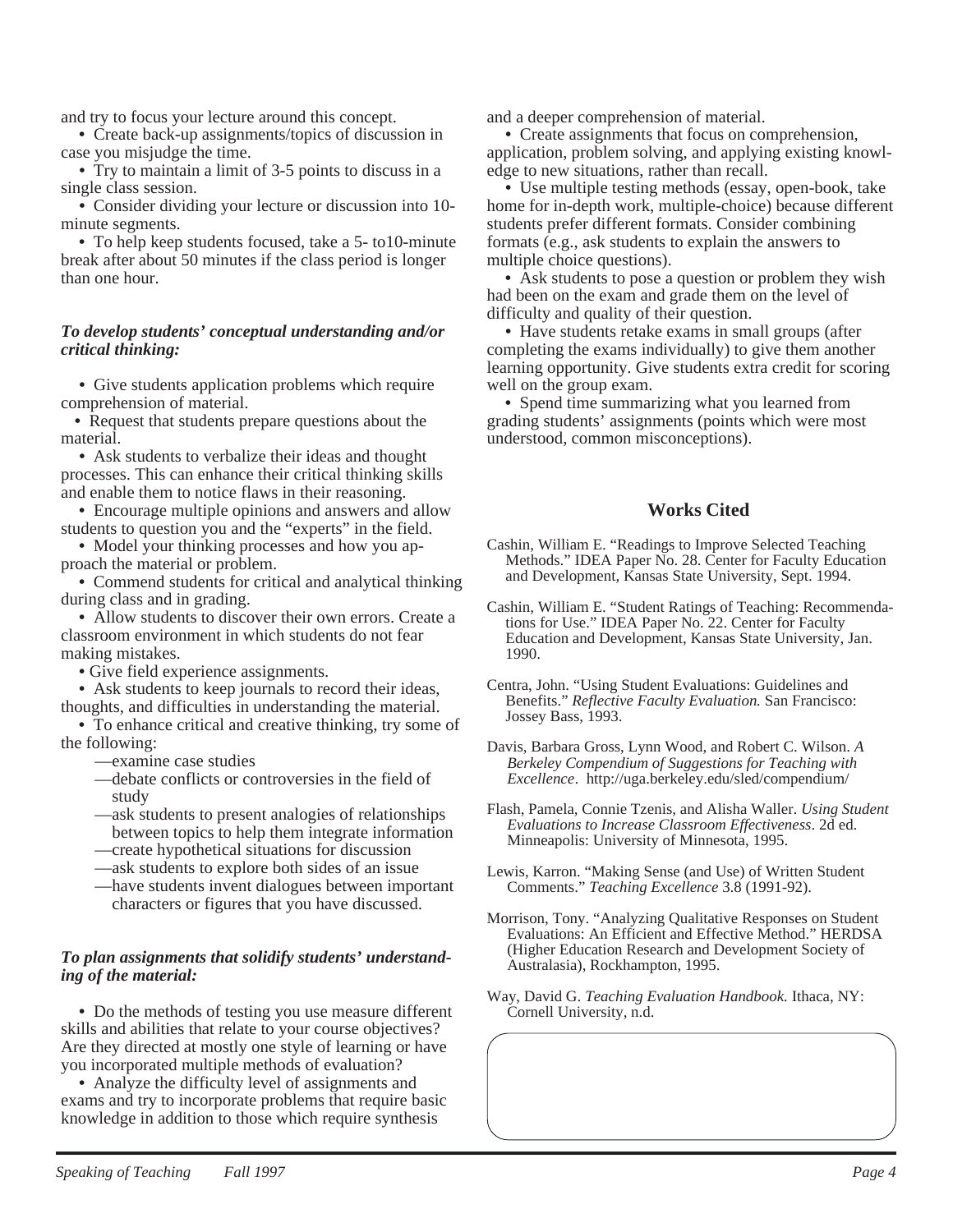and try to focus your lecture around this concept.

- Create back-up assignments/topics of discussion in case you misjudge the time.
- Try to maintain a limit of 3-5 points to discuss in a single class session.
- Consider dividing your lecture or discussion into 10-minute segments.
- To help keep students focused, take a 5- to10-minute break after about 50 minutes if the class period is longer than one hour.

***To develop students' conceptual understanding and/or critical thinking:***

- Give students application problems which require comprehension of material.
- Request that students prepare questions about the material.
- Ask students to verbalize their ideas and thought processes. This can enhance their critical thinking skills and enable them to notice flaws in their reasoning.
- Encourage multiple opinions and answers and allow students to question you and the "experts" in the field.
- Model your thinking processes and how you approach the material or problem.
- Commend students for critical and analytical thinking during class and in grading.
- Allow students to discover their own errors. Create a classroom environment in which students do not fear making mistakes.
- Give field experience assignments.
- Ask students to keep journals to record their ideas, thoughts, and difficulties in understanding the material.
- To enhance critical and creative thinking, try some of the following:
  - —examine case studies
  - —debate conflicts or controversies in the field of study
  - —ask students to present analogies of relationships between topics to help them integrate information
  - —create hypothetical situations for discussion
  - —ask students to explore both sides of an issue
  - —have students invent dialogues between important characters or figures that you have discussed.

***To plan assignments that solidify students' understanding of the material:***

- Do the methods of testing you use measure different skills and abilities that relate to your course objectives? Are they directed at mostly one style of learning or have you incorporated multiple methods of evaluation?
- Analyze the difficulty level of assignments and exams and try to incorporate problems that require basic knowledge in addition to those which require synthesis and a deeper comprehension of material.
- Create assignments that focus on comprehension, application, problem solving, and applying existing knowledge to new situations, rather than recall.
- Use multiple testing methods (essay, open-book, take home for in-depth work, multiple-choice) because different students prefer different formats. Consider combining formats (e.g., ask students to explain the answers to multiple choice questions).
- Ask students to pose a question or problem they wish had been on the exam and grade them on the level of difficulty and quality of their question.
- Have students retake exams in small groups (after completing the exams individually) to give them another learning opportunity. Give students extra credit for scoring well on the group exam.
- Spend time summarizing what you learned from grading students' assignments (points which were most understood, common misconceptions).

## Works Cited

Cashin, William E. "Readings to Improve Selected Teaching Methods." IDEA Paper No. 28. Center for Faculty Education and Development, Kansas State University, Sept. 1994.

Cashin, William E. "Student Ratings of Teaching: Recommendations for Use." IDEA Paper No. 22. Center for Faculty Education and Development, Kansas State University, Jan. 1990.

Centra, John. "Using Student Evaluations: Guidelines and Benefits." *Reflective Faculty Evaluation.* San Francisco: Jossey Bass, 1993.

Davis, Barbara Gross, Lynn Wood, and Robert C. Wilson. *A Berkeley Compendium of Suggestions for Teaching with Excellence*. http://uga.berkeley.edu/sled/compendium/

Flash, Pamela, Connie Tzenis, and Alisha Waller. *Using Student Evaluations to Increase Classroom Effectiveness*. 2d ed. Minneapolis: University of Minnesota, 1995.

Lewis, Karron. "Making Sense (and Use) of Written Student Comments." *Teaching Excellence* 3.8 (1991-92).

Morrison, Tony. "Analyzing Qualitative Responses on Student Evaluations: An Efficient and Effective Method." HERDSA (Higher Education Research and Development Society of Australasia), Rockhampton, 1995.

Way, David G. *Teaching Evaluation Handbook.* Ithaca, NY: Cornell University, n.d.